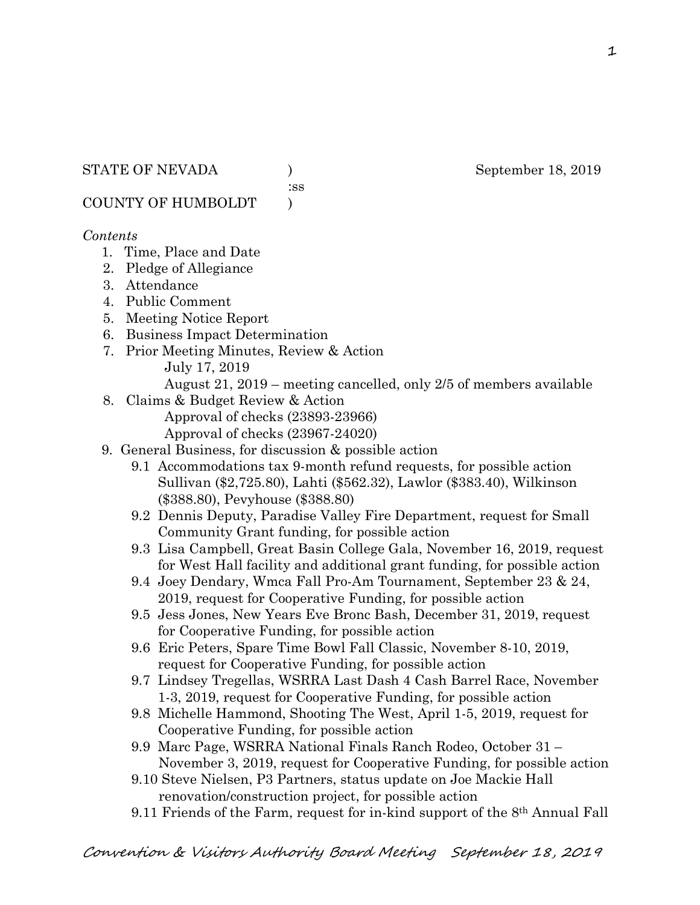STATE OF NEVADA ) September 18, 2019
:ss
COUNTY OF HUMBOLDT )

*Contents*

1. Time, Place and Date
2. Pledge of Allegiance
3. Attendance
4. Public Comment
5. Meeting Notice Report
6. Business Impact Determination
7. Prior Meeting Minutes, Review & Action
   July 17, 2019
   August 21, 2019 – meeting cancelled, only 2/5 of members available
8. Claims & Budget Review & Action
   Approval of checks (23893-23966)
   Approval of checks (23967-24020)
9. General Business, for discussion & possible action
   - 9.1 Accommodations tax 9-month refund requests, for possible action Sullivan ($2,725.80), Lahti ($562.32), Lawlor ($383.40), Wilkinson ($388.80), Pevyhouse ($388.80)
   - 9.2 Dennis Deputy, Paradise Valley Fire Department, request for Small Community Grant funding, for possible action
   - 9.3 Lisa Campbell, Great Basin College Gala, November 16, 2019, request for West Hall facility and additional grant funding, for possible action
   - 9.4 Joey Dendary, Wmca Fall Pro-Am Tournament, September 23 & 24, 2019, request for Cooperative Funding, for possible action
   - 9.5 Jess Jones, New Years Eve Bronc Bash, December 31, 2019, request for Cooperative Funding, for possible action
   - 9.6 Eric Peters, Spare Time Bowl Fall Classic, November 8-10, 2019, request for Cooperative Funding, for possible action
   - 9.7 Lindsey Tregellas, WSRRA Last Dash 4 Cash Barrel Race, November 1-3, 2019, request for Cooperative Funding, for possible action
   - 9.8 Michelle Hammond, Shooting The West, April 1-5, 2019, request for Cooperative Funding, for possible action
   - 9.9 Marc Page, WSRRA National Finals Ranch Rodeo, October 31 – November 3, 2019, request for Cooperative Funding, for possible action
   - 9.10 Steve Nielsen, P3 Partners, status update on Joe Mackie Hall renovation/construction project, for possible action
   - 9.11 Friends of the Farm, request for in-kind support of the 8th Annual Fall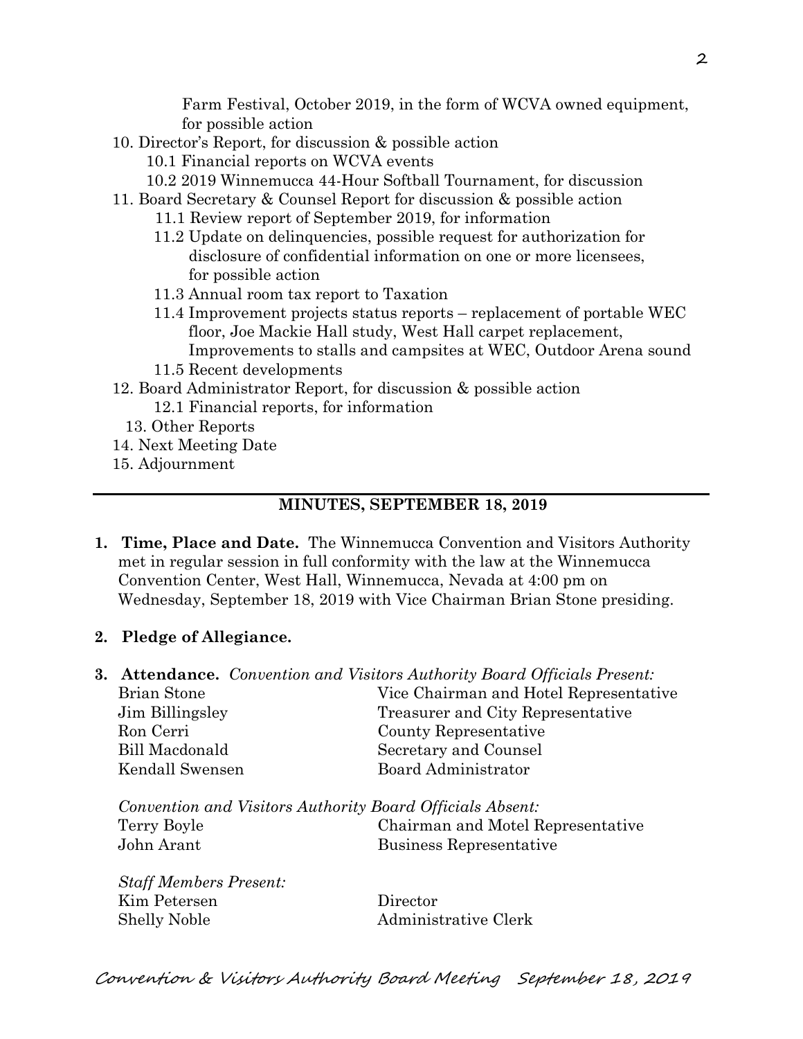Farm Festival, October 2019, in the form of WCVA owned equipment, for possible action

10. Director's Report, for discussion & possible action
    - 10.1 Financial reports on WCVA events
    - 10.2 2019 Winnemucca 44-Hour Softball Tournament, for discussion
11. Board Secretary & Counsel Report for discussion & possible action
    - 11.1 Review report of September 2019, for information
    - 11.2 Update on delinquencies, possible request for authorization for disclosure of confidential information on one or more licensees, for possible action
    - 11.3 Annual room tax report to Taxation
    - 11.4 Improvement projects status reports – replacement of portable WEC floor, Joe Mackie Hall study, West Hall carpet replacement, Improvements to stalls and campsites at WEC, Outdoor Arena sound
    - 11.5 Recent developments
12. Board Administrator Report, for discussion & possible action
    - 12.1 Financial reports, for information
13. Other Reports
14. Next Meeting Date
15. Adjournment

---

## MINUTES, SEPTEMBER 18, 2019

1. **Time, Place and Date.** The Winnemucca Convention and Visitors Authority met in regular session in full conformity with the law at the Winnemucca Convention Center, West Hall, Winnemucca, Nevada at 4:00 pm on Wednesday, September 18, 2019 with Vice Chairman Brian Stone presiding.

2. **Pledge of Allegiance.**

3. **Attendance.** *Convention and Visitors Authority Board Officials Present:*

| | |
|---|---|
| Brian Stone | Vice Chairman and Hotel Representative |
| Jim Billingsley | Treasurer and City Representative |
| Ron Cerri | County Representative |
| Bill Macdonald | Secretary and Counsel |
| Kendall Swensen | Board Administrator |

*Convention and Visitors Authority Board Officials Absent:*

| | |
|---|---|
| Terry Boyle | Chairman and Motel Representative |
| John Arant | Business Representative |

*Staff Members Present:*

| | |
|---|---|
| Kim Petersen | Director |
| Shelly Noble | Administrative Clerk |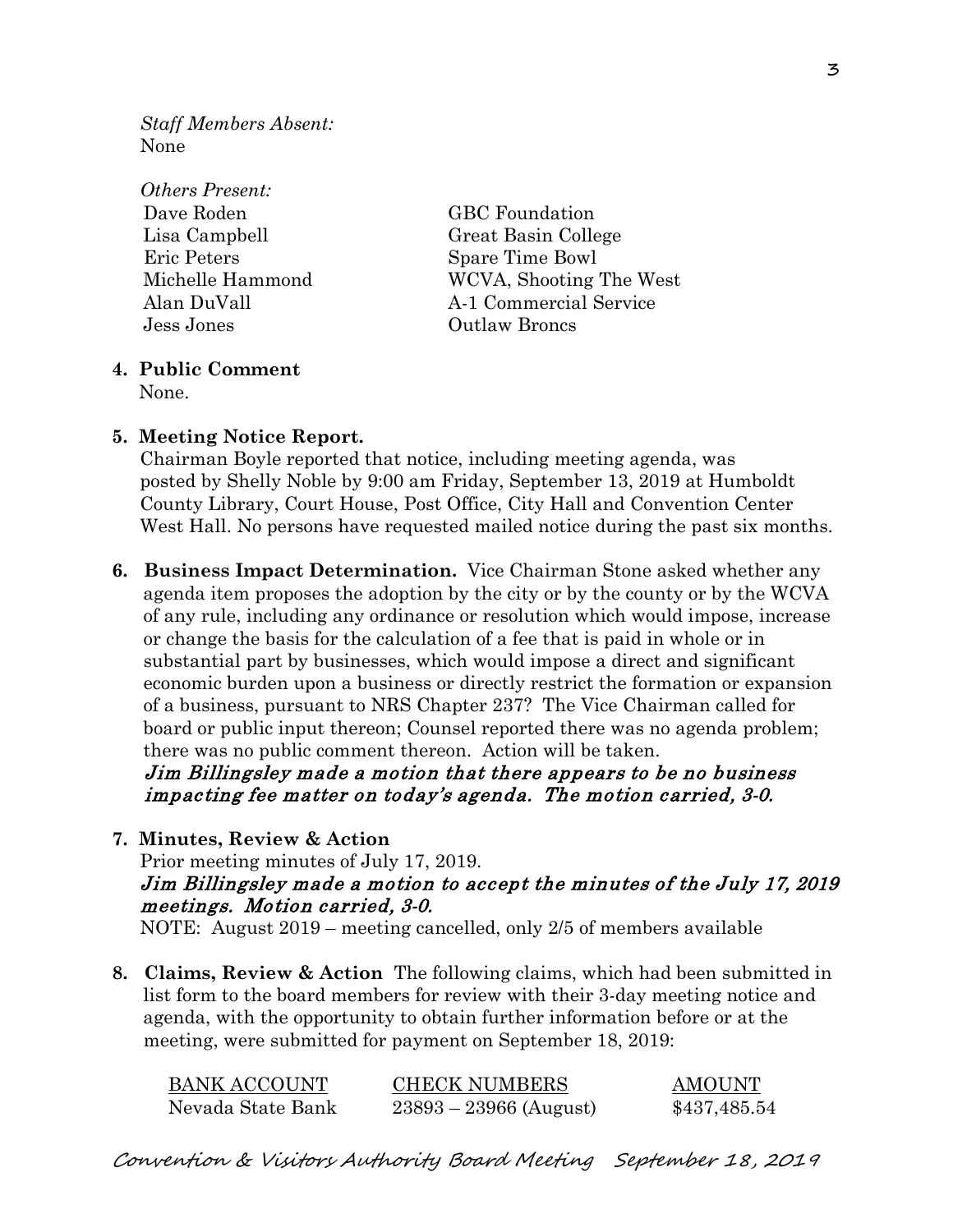*Staff Members Absent:*
None

*Others Present:*

| | |
|---|---|
| Dave Roden | GBC Foundation |
| Lisa Campbell | Great Basin College |
| Eric Peters | Spare Time Bowl |
| Michelle Hammond | WCVA, Shooting The West |
| Alan DuVall | A-1 Commercial Service |
| Jess Jones | Outlaw Broncs |

**4. Public Comment**
None.

**5. Meeting Notice Report.**
Chairman Boyle reported that notice, including meeting agenda, was posted by Shelly Noble by 9:00 am Friday, September 13, 2019 at Humboldt County Library, Court House, Post Office, City Hall and Convention Center West Hall. No persons have requested mailed notice during the past six months.

**6. Business Impact Determination.** Vice Chairman Stone asked whether any agenda item proposes the adoption by the city or by the county or by the WCVA of any rule, including any ordinance or resolution which would impose, increase or change the basis for the calculation of a fee that is paid in whole or in substantial part by businesses, which would impose a direct and significant economic burden upon a business or directly restrict the formation or expansion of a business, pursuant to NRS Chapter 237? The Vice Chairman called for board or public input thereon; Counsel reported there was no agenda problem; there was no public comment thereon. Action will be taken.
*Jim Billingsley made a motion that there appears to be no business impacting fee matter on today's agenda. The motion carried, 3-0.*

**7. Minutes, Review & Action**
Prior meeting minutes of July 17, 2019.
*Jim Billingsley made a motion to accept the minutes of the July 17, 2019 meetings. Motion carried, 3-0.*
NOTE: August 2019 – meeting cancelled, only 2/5 of members available

**8. Claims, Review & Action** The following claims, which had been submitted in list form to the board members for review with their 3-day meeting notice and agenda, with the opportunity to obtain further information before or at the meeting, were submitted for payment on September 18, 2019:

| BANK ACCOUNT | CHECK NUMBERS | AMOUNT |
|---|---|---|
| Nevada State Bank | 23893 – 23966 (August) | $437,485.54 |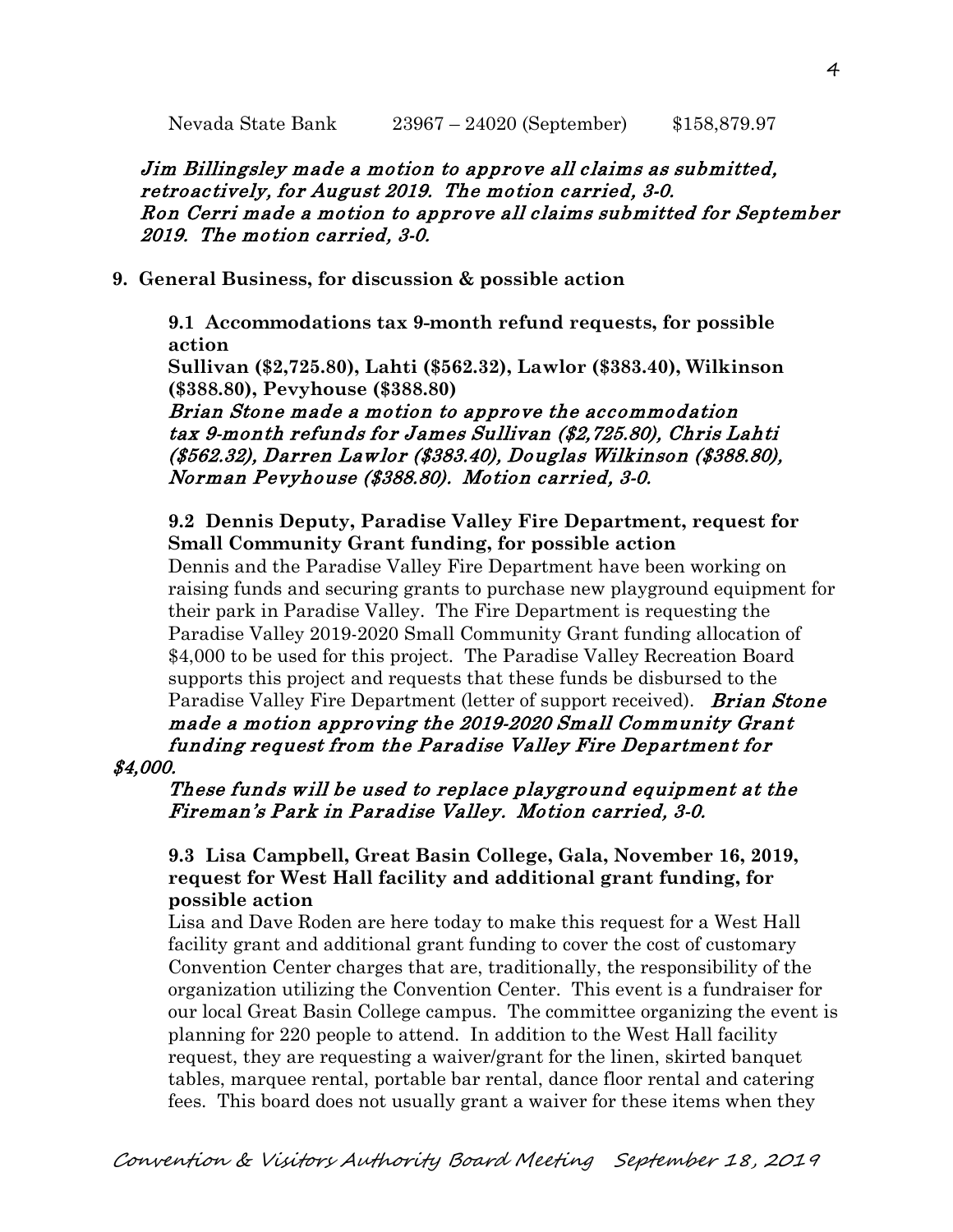Nevada State Bank 23967 – 24020 (September) $158,879.97

*Jim Billingsley made a motion to approve all claims as submitted, retroactively, for August 2019. The motion carried, 3-0.*
*Ron Cerri made a motion to approve all claims submitted for September 2019. The motion carried, 3-0.*

**9. General Business, for discussion & possible action**

**9.1 Accommodations tax 9-month refund requests, for possible action**
**Sullivan ($2,725.80), Lahti ($562.32), Lawlor ($383.40), Wilkinson ($388.80), Pevyhouse ($388.80)**
*Brian Stone made a motion to approve the accommodation tax 9-month refunds for James Sullivan ($2,725.80), Chris Lahti ($562.32), Darren Lawlor ($383.40), Douglas Wilkinson ($388.80), Norman Pevyhouse ($388.80). Motion carried, 3-0.*

**9.2 Dennis Deputy, Paradise Valley Fire Department, request for Small Community Grant funding, for possible action**
Dennis and the Paradise Valley Fire Department have been working on raising funds and securing grants to purchase new playground equipment for their park in Paradise Valley. The Fire Department is requesting the Paradise Valley 2019-2020 Small Community Grant funding allocation of $4,000 to be used for this project. The Paradise Valley Recreation Board supports this project and requests that these funds be disbursed to the Paradise Valley Fire Department (letter of support received). *Brian Stone made a motion approving the 2019-2020 Small Community Grant funding request from the Paradise Valley Fire Department for $4,000.*
*These funds will be used to replace playground equipment at the Fireman's Park in Paradise Valley. Motion carried, 3-0.*

**9.3 Lisa Campbell, Great Basin College, Gala, November 16, 2019, request for West Hall facility and additional grant funding, for possible action**
Lisa and Dave Roden are here today to make this request for a West Hall facility grant and additional grant funding to cover the cost of customary Convention Center charges that are, traditionally, the responsibility of the organization utilizing the Convention Center. This event is a fundraiser for our local Great Basin College campus. The committee organizing the event is planning for 220 people to attend. In addition to the West Hall facility request, they are requesting a waiver/grant for the linen, skirted banquet tables, marquee rental, portable bar rental, dance floor rental and catering fees. This board does not usually grant a waiver for these items when they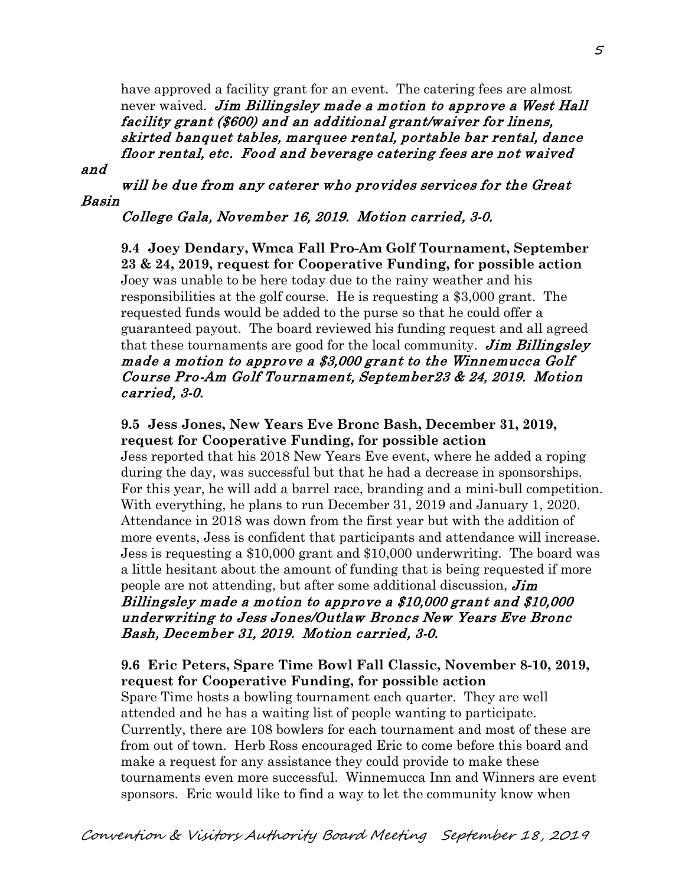have approved a facility grant for an event. The catering fees are almost never waived. ***Jim Billingsley made a motion to approve a West Hall facility grant ($600) and an additional grant/waiver for linens, skirted banquet tables, marquee rental, portable bar rental, dance floor rental, etc. Food and beverage catering fees are not waived and will be due from any caterer who provides services for the Great Basin College Gala, November 16, 2019. Motion carried, 3-0.***

**9.4 Joey Dendary, Wmca Fall Pro-Am Golf Tournament, September 23 & 24, 2019, request for Cooperative Funding, for possible action**

Joey was unable to be here today due to the rainy weather and his responsibilities at the golf course. He is requesting a $3,000 grant. The requested funds would be added to the purse so that he could offer a guaranteed payout. The board reviewed his funding request and all agreed that these tournaments are good for the local community. ***Jim Billingsley made a motion to approve a $3,000 grant to the Winnemucca Golf Course Pro-Am Golf Tournament, September23 & 24, 2019. Motion carried, 3-0.***

**9.5 Jess Jones, New Years Eve Bronc Bash, December 31, 2019, request for Cooperative Funding, for possible action**

Jess reported that his 2018 New Years Eve event, where he added a roping during the day, was successful but that he had a decrease in sponsorships. For this year, he will add a barrel race, branding and a mini-bull competition. With everything, he plans to run December 31, 2019 and January 1, 2020. Attendance in 2018 was down from the first year but with the addition of more events, Jess is confident that participants and attendance will increase. Jess is requesting a $10,000 grant and $10,000 underwriting. The board was a little hesitant about the amount of funding that is being requested if more people are not attending, but after some additional discussion, ***Jim Billingsley made a motion to approve a $10,000 grant and $10,000 underwriting to Jess Jones/Outlaw Broncs New Years Eve Bronc Bash, December 31, 2019. Motion carried, 3-0.***

**9.6 Eric Peters, Spare Time Bowl Fall Classic, November 8-10, 2019, request for Cooperative Funding, for possible action**

Spare Time hosts a bowling tournament each quarter. They are well attended and he has a waiting list of people wanting to participate. Currently, there are 108 bowlers for each tournament and most of these are from out of town. Herb Ross encouraged Eric to come before this board and make a request for any assistance they could provide to make these tournaments even more successful. Winnemucca Inn and Winners are event sponsors. Eric would like to find a way to let the community know when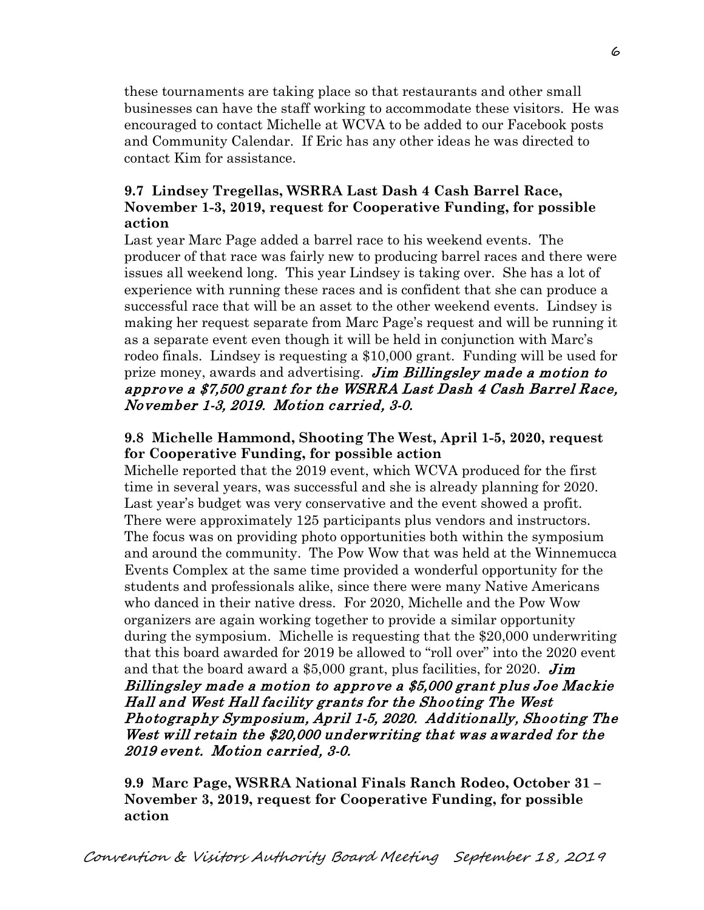these tournaments are taking place so that restaurants and other small businesses can have the staff working to accommodate these visitors. He was encouraged to contact Michelle at WCVA to be added to our Facebook posts and Community Calendar. If Eric has any other ideas he was directed to contact Kim for assistance.

**9.7 Lindsey Tregellas, WSRRA Last Dash 4 Cash Barrel Race, November 1-3, 2019, request for Cooperative Funding, for possible action**

Last year Marc Page added a barrel race to his weekend events. The producer of that race was fairly new to producing barrel races and there were issues all weekend long. This year Lindsey is taking over. She has a lot of experience with running these races and is confident that she can produce a successful race that will be an asset to the other weekend events. Lindsey is making her request separate from Marc Page's request and will be running it as a separate event even though it will be held in conjunction with Marc's rodeo finals. Lindsey is requesting a $10,000 grant. Funding will be used for prize money, awards and advertising. ***Jim Billingsley made a motion to approve a $7,500 grant for the WSRRA Last Dash 4 Cash Barrel Race, November 1-3, 2019. Motion carried, 3-0.***

**9.8 Michelle Hammond, Shooting The West, April 1-5, 2020, request for Cooperative Funding, for possible action**

Michelle reported that the 2019 event, which WCVA produced for the first time in several years, was successful and she is already planning for 2020. Last year's budget was very conservative and the event showed a profit. There were approximately 125 participants plus vendors and instructors. The focus was on providing photo opportunities both within the symposium and around the community. The Pow Wow that was held at the Winnemucca Events Complex at the same time provided a wonderful opportunity for the students and professionals alike, since there were many Native Americans who danced in their native dress. For 2020, Michelle and the Pow Wow organizers are again working together to provide a similar opportunity during the symposium. Michelle is requesting that the $20,000 underwriting that this board awarded for 2019 be allowed to "roll over" into the 2020 event and that the board award a $5,000 grant, plus facilities, for 2020. ***Jim Billingsley made a motion to approve a $5,000 grant plus Joe Mackie Hall and West Hall facility grants for the Shooting The West Photography Symposium, April 1-5, 2020. Additionally, Shooting The West will retain the $20,000 underwriting that was awarded for the 2019 event. Motion carried, 3-0.***

**9.9 Marc Page, WSRRA National Finals Ranch Rodeo, October 31 – November 3, 2019, request for Cooperative Funding, for possible action**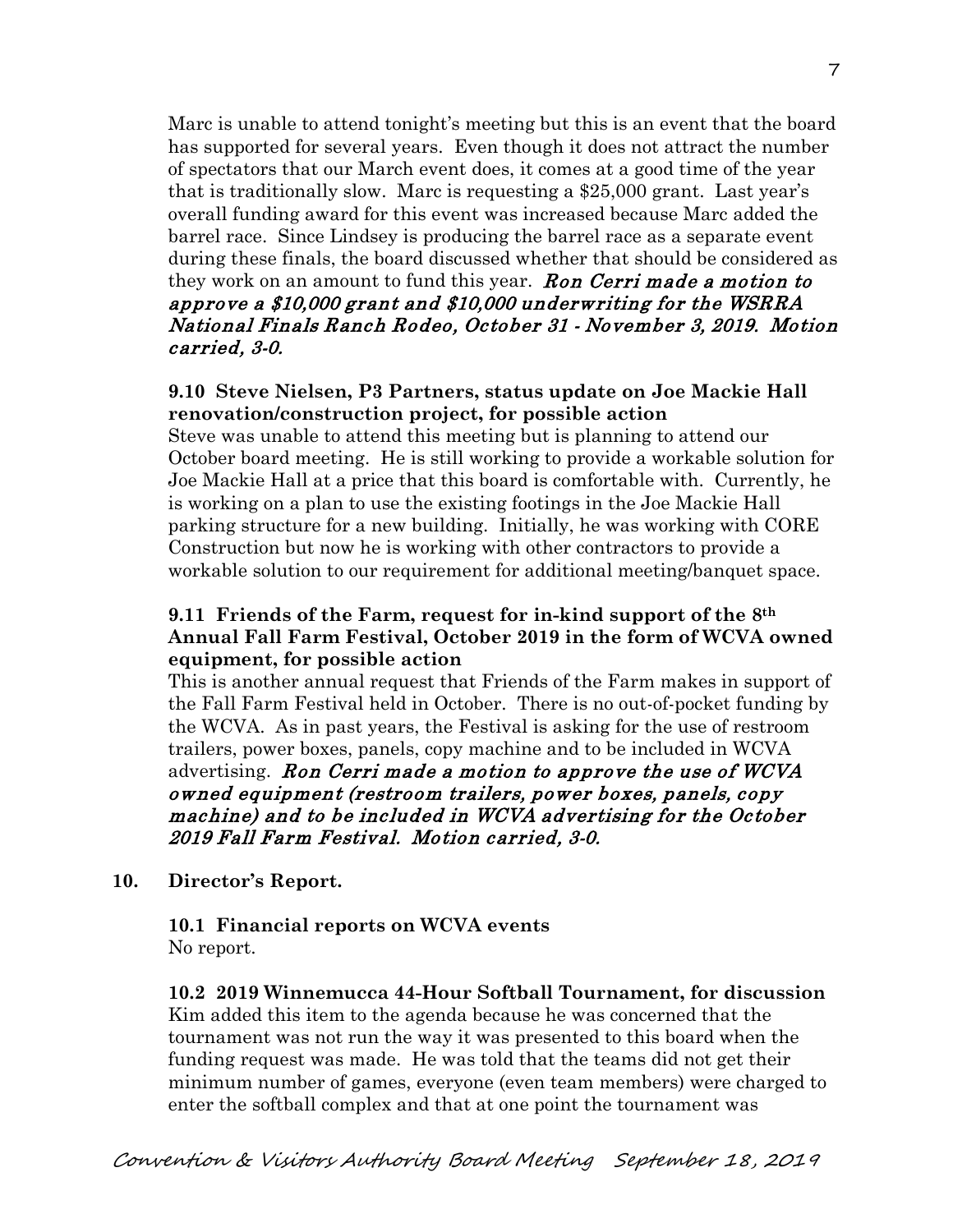Marc is unable to attend tonight's meeting but this is an event that the board has supported for several years. Even though it does not attract the number of spectators that our March event does, it comes at a good time of the year that is traditionally slow. Marc is requesting a $25,000 grant. Last year's overall funding award for this event was increased because Marc added the barrel race. Since Lindsey is producing the barrel race as a separate event during these finals, the board discussed whether that should be considered as they work on an amount to fund this year. ***Ron Cerri made a motion to approve a $10,000 grant and $10,000 underwriting for the WSRRA National Finals Ranch Rodeo, October 31 - November 3, 2019. Motion carried, 3-0.***

**9.10 Steve Nielsen, P3 Partners, status update on Joe Mackie Hall renovation/construction project, for possible action**

Steve was unable to attend this meeting but is planning to attend our October board meeting. He is still working to provide a workable solution for Joe Mackie Hall at a price that this board is comfortable with. Currently, he is working on a plan to use the existing footings in the Joe Mackie Hall parking structure for a new building. Initially, he was working with CORE Construction but now he is working with other contractors to provide a workable solution to our requirement for additional meeting/banquet space.

**9.11 Friends of the Farm, request for in-kind support of the 8th Annual Fall Farm Festival, October 2019 in the form of WCVA owned equipment, for possible action**

This is another annual request that Friends of the Farm makes in support of the Fall Farm Festival held in October. There is no out-of-pocket funding by the WCVA. As in past years, the Festival is asking for the use of restroom trailers, power boxes, panels, copy machine and to be included in WCVA advertising. ***Ron Cerri made a motion to approve the use of WCVA owned equipment (restroom trailers, power boxes, panels, copy machine) and to be included in WCVA advertising for the October 2019 Fall Farm Festival. Motion carried, 3-0.***

**10. Director's Report.**

**10.1 Financial reports on WCVA events**

No report.

**10.2 2019 Winnemucca 44-Hour Softball Tournament, for discussion**

Kim added this item to the agenda because he was concerned that the tournament was not run the way it was presented to this board when the funding request was made. He was told that the teams did not get their minimum number of games, everyone (even team members) were charged to enter the softball complex and that at one point the tournament was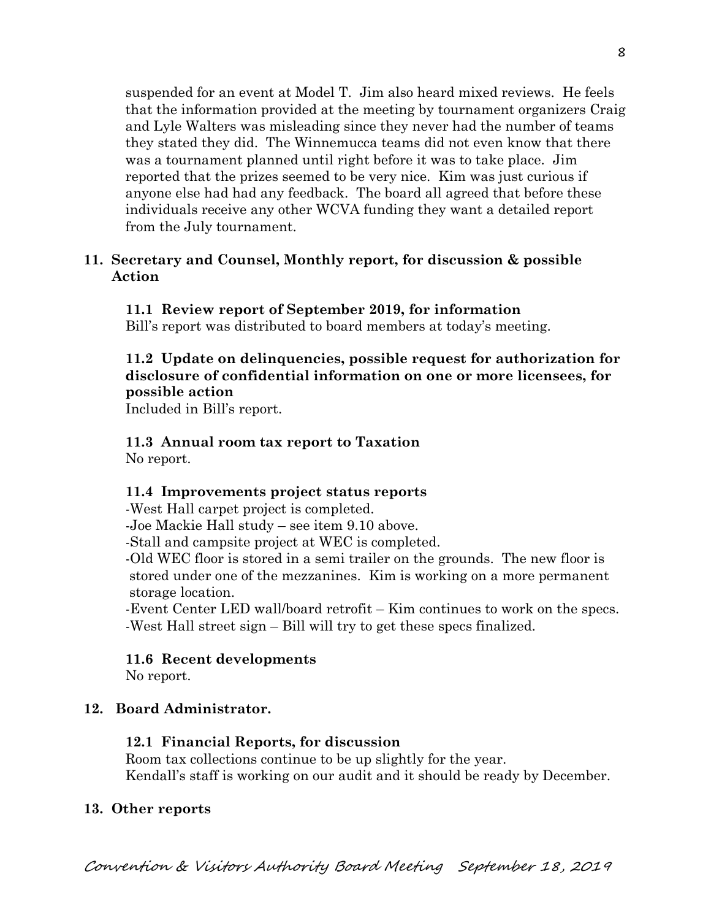suspended for an event at Model T. Jim also heard mixed reviews. He feels that the information provided at the meeting by tournament organizers Craig and Lyle Walters was misleading since they never had the number of teams they stated they did. The Winnemucca teams did not even know that there was a tournament planned until right before it was to take place. Jim reported that the prizes seemed to be very nice. Kim was just curious if anyone else had had any feedback. The board all agreed that before these individuals receive any other WCVA funding they want a detailed report from the July tournament.

**11. Secretary and Counsel, Monthly report, for discussion & possible Action**

**11.1 Review report of September 2019, for information**

Bill's report was distributed to board members at today's meeting.

**11.2 Update on delinquencies, possible request for authorization for disclosure of confidential information on one or more licensees, for possible action**

Included in Bill's report.

**11.3 Annual room tax report to Taxation**

No report.

**11.4 Improvements project status reports**

-West Hall carpet project is completed.
-Joe Mackie Hall study – see item 9.10 above.
-Stall and campsite project at WEC is completed.
-Old WEC floor is stored in a semi trailer on the grounds. The new floor is stored under one of the mezzanines. Kim is working on a more permanent storage location.
-Event Center LED wall/board retrofit – Kim continues to work on the specs.
-West Hall street sign – Bill will try to get these specs finalized.

**11.6 Recent developments**

No report.

**12. Board Administrator.**

**12.1 Financial Reports, for discussion**

Room tax collections continue to be up slightly for the year.
Kendall's staff is working on our audit and it should be ready by December.

**13. Other reports**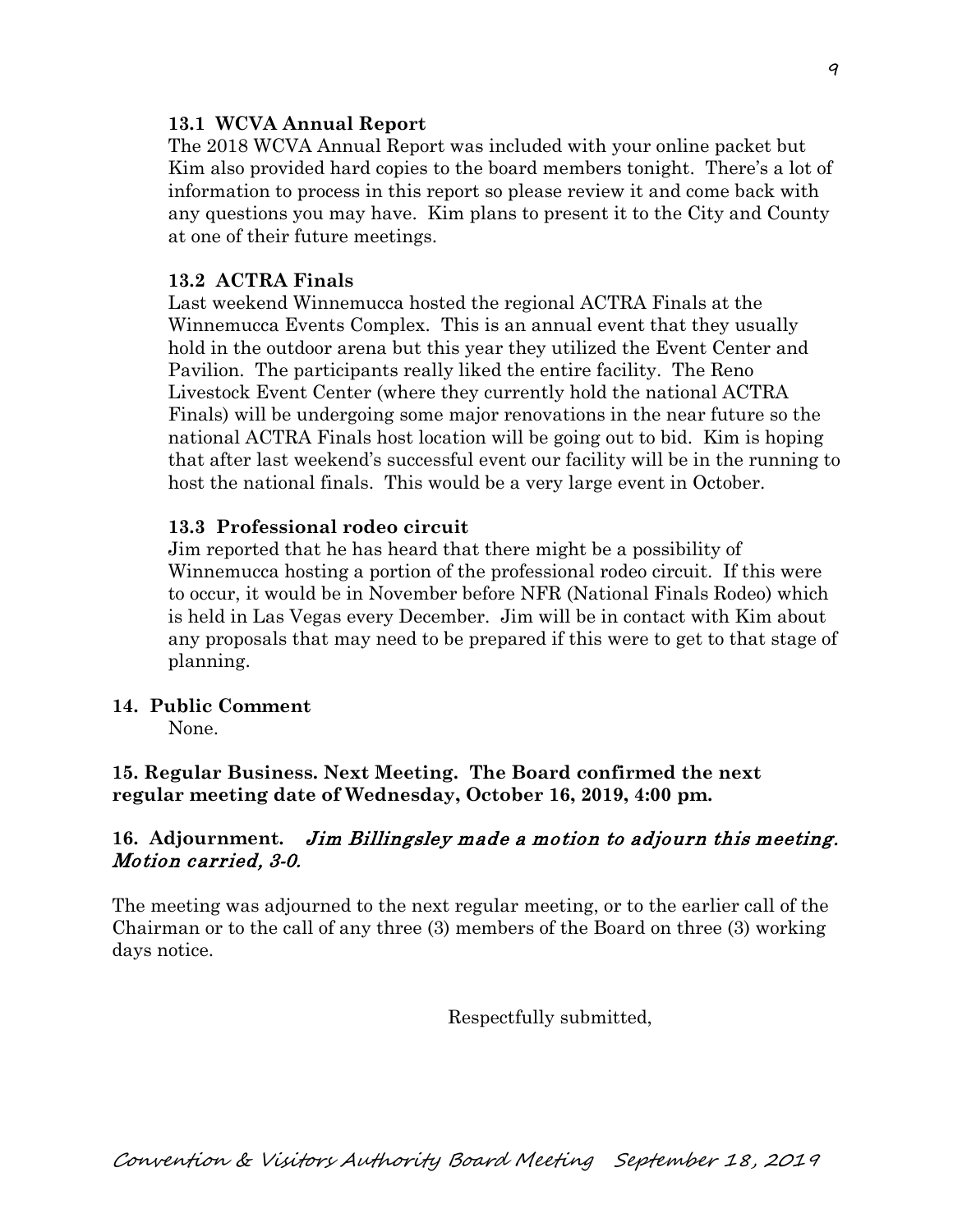**13.1 WCVA Annual Report**

The 2018 WCVA Annual Report was included with your online packet but Kim also provided hard copies to the board members tonight. There's a lot of information to process in this report so please review it and come back with any questions you may have. Kim plans to present it to the City and County at one of their future meetings.

**13.2 ACTRA Finals**

Last weekend Winnemucca hosted the regional ACTRA Finals at the Winnemucca Events Complex. This is an annual event that they usually hold in the outdoor arena but this year they utilized the Event Center and Pavilion. The participants really liked the entire facility. The Reno Livestock Event Center (where they currently hold the national ACTRA Finals) will be undergoing some major renovations in the near future so the national ACTRA Finals host location will be going out to bid. Kim is hoping that after last weekend's successful event our facility will be in the running to host the national finals. This would be a very large event in October.

**13.3 Professional rodeo circuit**

Jim reported that he has heard that there might be a possibility of Winnemucca hosting a portion of the professional rodeo circuit. If this were to occur, it would be in November before NFR (National Finals Rodeo) which is held in Las Vegas every December. Jim will be in contact with Kim about any proposals that may need to be prepared if this were to get to that stage of planning.

**14. Public Comment**

None.

**15. Regular Business. Next Meeting. The Board confirmed the next regular meeting date of Wednesday, October 16, 2019, 4:00 pm.**

**16. Adjournment.** *Jim Billingsley made a motion to adjourn this meeting. Motion carried, 3-0.*

The meeting was adjourned to the next regular meeting, or to the earlier call of the Chairman or to the call of any three (3) members of the Board on three (3) working days notice.

Respectfully submitted,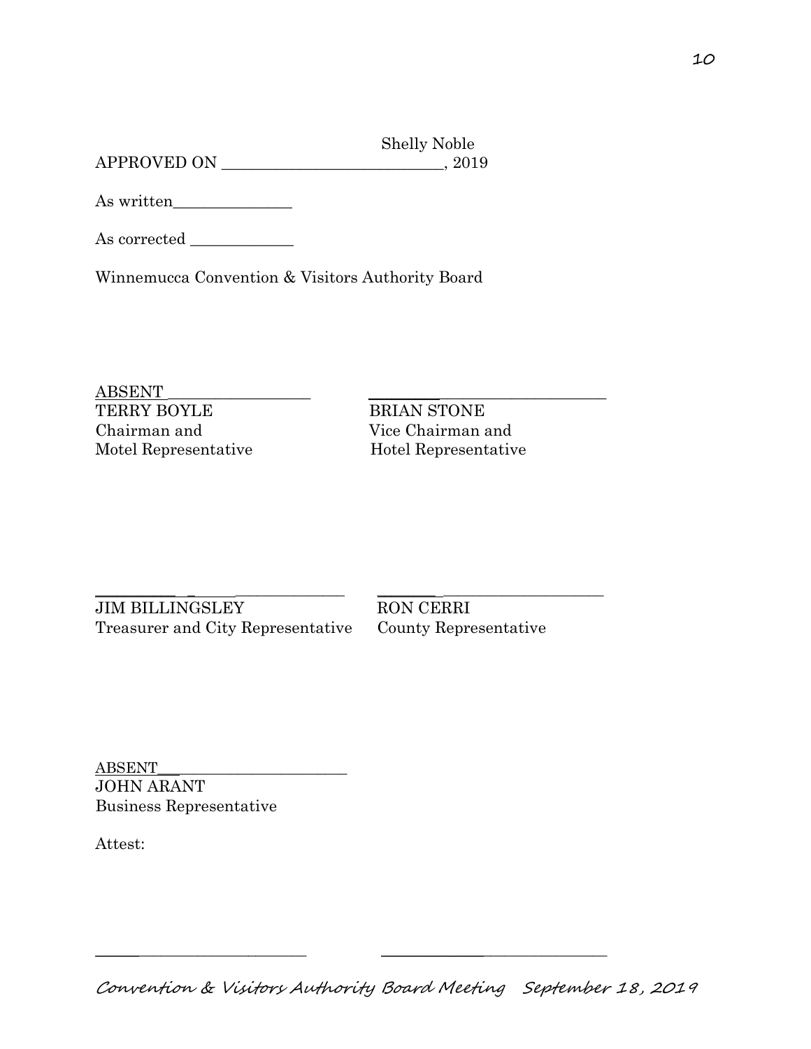Shelly Noble

APPROVED ON ___________________________, 2019

As written_______________

As corrected _____________

Winnemucca Convention & Visitors Authority Board

ABSENT__________________
TERRY BOYLE
Chairman and
Motel Representative

____________________________
BRIAN STONE
Vice Chairman and
Hotel Representative

____________________________
JIM BILLINGSLEY
Treasurer and City Representative

____________________________
RON CERRI
County Representative

ABSENT__________________________
JOHN ARANT
Business Representative

Attest:

____________________________

____________________________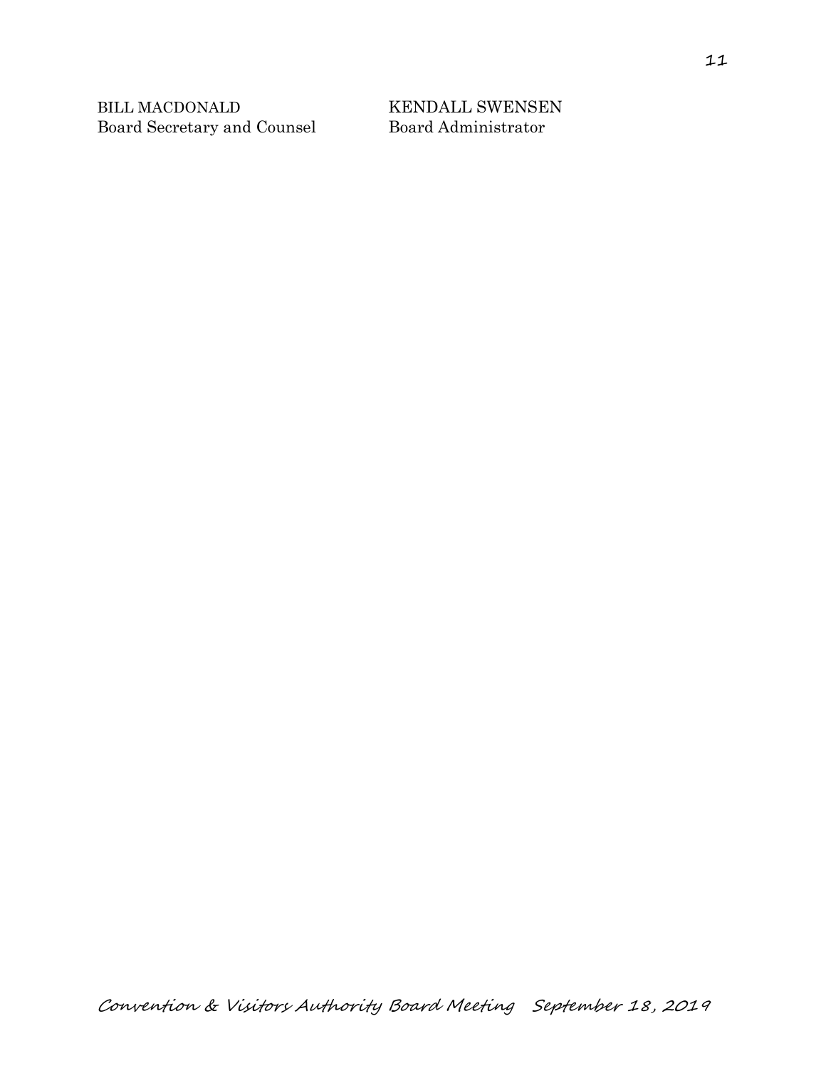BILL MACDONALD  
Board Secretary and Counsel

KENDALL SWENSEN  
Board Administrator